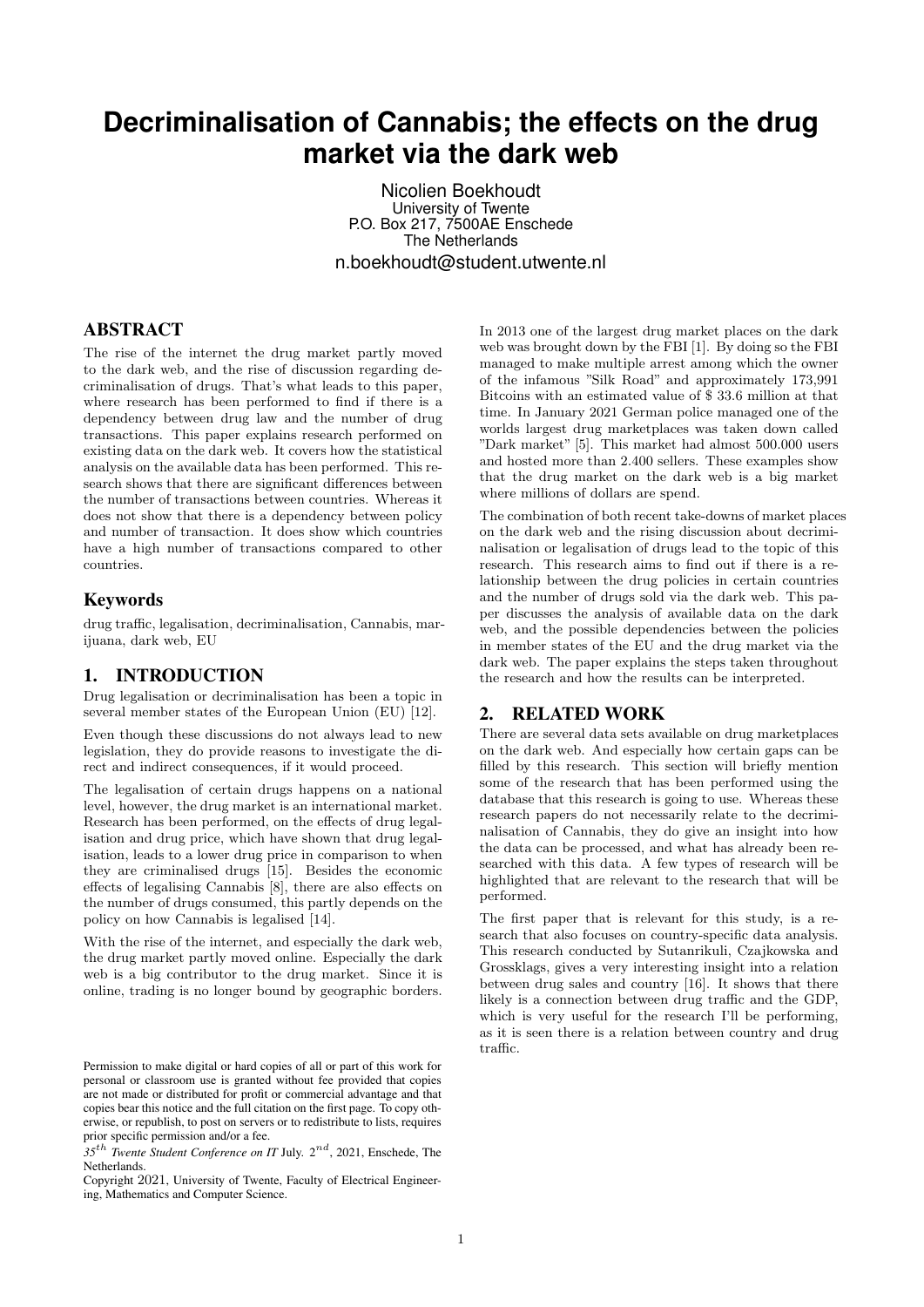# Decriminalisation of Cannabis; the effects on the drug market via the dark web

Nicolien Boekhoudt
University of Twente
P.O. Box 217, 7500AE Enschede
The Netherlands
n.boekhoudt@student.utwente.nl

## ABSTRACT

The rise of the internet the drug market partly moved to the dark web, and the rise of discussion regarding decriminalisation of drugs. That's what leads to this paper, where research has been performed to find if there is a dependency between drug law and the number of drug transactions. This paper explains research performed on existing data on the dark web. It covers how the statistical analysis on the available data has been performed. This research shows that there are significant differences between the number of transactions between countries. Whereas it does not show that there is a dependency between policy and number of transaction. It does show which countries have a high number of transactions compared to other countries.

## Keywords

drug traffic, legalisation, decriminalisation, Cannabis, marijuana, dark web, EU

## 1. INTRODUCTION

Drug legalisation or decriminalisation has been a topic in several member states of the European Union (EU) [12].

Even though these discussions do not always lead to new legislation, they do provide reasons to investigate the direct and indirect consequences, if it would proceed.

The legalisation of certain drugs happens on a national level, however, the drug market is an international market. Research has been performed, on the effects of drug legalisation and drug price, which have shown that drug legalisation, leads to a lower drug price in comparison to when they are criminalised drugs [15]. Besides the economic effects of legalising Cannabis [8], there are also effects on the number of drugs consumed, this partly depends on the policy on how Cannabis is legalised [14].

With the rise of the internet, and especially the dark web, the drug market partly moved online. Especially the dark web is a big contributor to the drug market. Since it is online, trading is no longer bound by geographic borders. In 2013 one of the largest drug market places on the dark web was brought down by the FBI [1]. By doing so the FBI managed to make multiple arrest among which the owner of the infamous "Silk Road" and approximately 173,991 Bitcoins with an estimated value of $ 33.6 million at that time. In January 2021 German police managed one of the worlds largest drug marketplaces was taken down called "Dark market" [5]. This market had almost 500.000 users and hosted more than 2.400 sellers. These examples show that the drug market on the dark web is a big market where millions of dollars are spend.

The combination of both recent take-downs of market places on the dark web and the rising discussion about decriminalisation or legalisation of drugs lead to the topic of this research. This research aims to find out if there is a relationship between the drug policies in certain countries and the number of drugs sold via the dark web. This paper discusses the analysis of available data on the dark web, and the possible dependencies between the policies in member states of the EU and the drug market via the dark web. The paper explains the steps taken throughout the research and how the results can be interpreted.

## 2. RELATED WORK

There are several data sets available on drug marketplaces on the dark web. And especially how certain gaps can be filled by this research. This section will briefly mention some of the research that has been performed using the database that this research is going to use. Whereas these research papers do not necessarily relate to the decriminalisation of Cannabis, they do give an insight into how the data can be processed, and what has already been researched with this data. A few types of research will be highlighted that are relevant to the research that will be performed.

The first paper that is relevant for this study, is a research that also focuses on country-specific data analysis. This research conducted by Sutanrikuli, Czajkowska and Grossklags, gives a very interesting insight into a relation between drug sales and country [16]. It shows that there likely is a connection between drug traffic and the GDP, which is very useful for the research I'll be performing, as it is seen there is a relation between country and drug traffic.

Permission to make digital or hard copies of all or part of this work for personal or classroom use is granted without fee provided that copies are not made or distributed for profit or commercial advantage and that copies bear this notice and the full citation on the first page. To copy otherwise, or republish, to post on servers or to redistribute to lists, requires prior specific permission and/or a fee.

*35th Twente Student Conference on IT* July. 2nd, 2021, Enschede, The Netherlands.

Copyright 2021, University of Twente, Faculty of Electrical Engineering, Mathematics and Computer Science.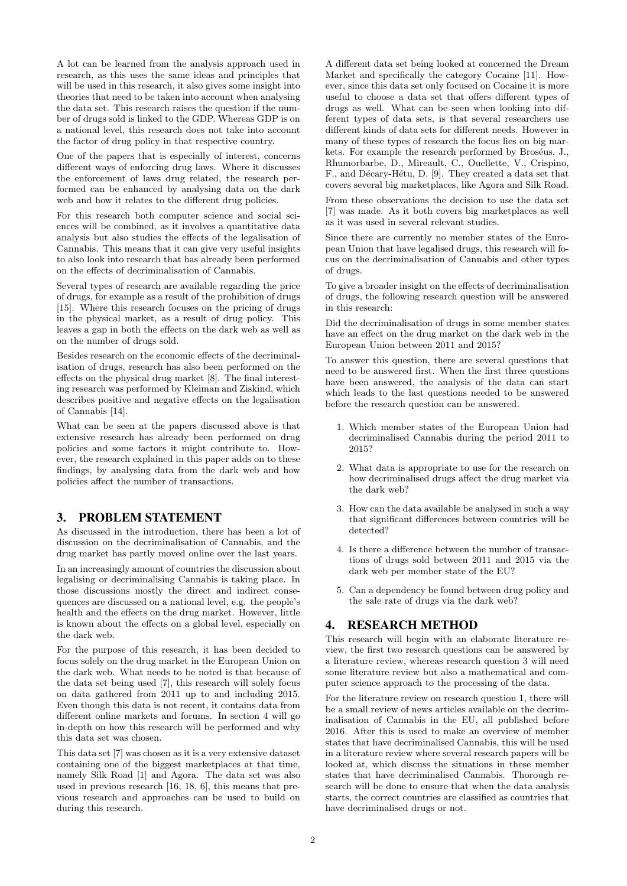A lot can be learned from the analysis approach used in research, as this uses the same ideas and principles that will be used in this research, it also gives some insight into theories that need to be taken into account when analysing the data set. This research raises the question if the number of drugs sold is linked to the GDP. Whereas GDP is on a national level, this research does not take into account the factor of drug policy in that respective country.

One of the papers that is especially of interest, concerns different ways of enforcing drug laws. Where it discusses the enforcement of laws drug related, the research performed can be enhanced by analysing data on the dark web and how it relates to the different drug policies.

For this research both computer science and social sciences will be combined, as it involves a quantitative data analysis but also studies the effects of the legalisation of Cannabis. This means that it can give very useful insights to also look into research that has already been performed on the effects of decriminalisation of Cannabis.

Several types of research are available regarding the price of drugs, for example as a result of the prohibition of drugs [15]. Where this research focuses on the pricing of drugs in the physical market, as a result of drug policy. This leaves a gap in both the effects on the dark web as well as on the number of drugs sold.

Besides research on the economic effects of the decriminalisation of drugs, research has also been performed on the effects on the physical drug market [8]. The final interesting research was performed by Kleiman and Ziskind, which describes positive and negative effects on the legalisation of Cannabis [14].

What can be seen at the papers discussed above is that extensive research has already been performed on drug policies and some factors it might contribute to. However, the research explained in this paper adds on to these findings, by analysing data from the dark web and how policies affect the number of transactions.

## 3. PROBLEM STATEMENT

As discussed in the introduction, there has been a lot of discussion on the decriminalisation of Cannabis, and the drug market has partly moved online over the last years.

In an increasingly amount of countries the discussion about legalising or decriminalising Cannabis is taking place. In those discussions mostly the direct and indirect consequences are discussed on a national level, e.g. the people's health and the effects on the drug market. However, little is known about the effects on a global level, especially on the dark web.

For the purpose of this research, it has been decided to focus solely on the drug market in the European Union on the dark web. What needs to be noted is that because of the data set being used [7], this research will solely focus on data gathered from 2011 up to and including 2015. Even though this data is not recent, it contains data from different online markets and forums. In section 4 will go in-depth on how this research will be performed and why this data set was chosen.

This data set [7] was chosen as it is a very extensive dataset containing one of the biggest marketplaces at that time, namely Silk Road [1] and Agora. The data set was also used in previous research [16, 18, 6], this means that previous research and approaches can be used to build on during this research.

A different data set being looked at concerned the Dream Market and specifically the category Cocaine [11]. However, since this data set only focused on Cocaine it is more useful to choose a data set that offers different types of drugs as well. What can be seen when looking into different types of data sets, is that several researchers use different kinds of data sets for different needs. However in many of these types of research the focus lies on big markets. For example the research performed by Broséus, J., Rhumorbarbe, D., Mireault, C., Ouellette, V., Crispino, F., and Décary-Hétu, D. [9]. They created a data set that covers several big marketplaces, like Agora and Silk Road.

From these observations the decision to use the data set [7] was made. As it both covers big marketplaces as well as it was used in several relevant studies.

Since there are currently no member states of the European Union that have legalised drugs, this research will focus on the decriminalisation of Cannabis and other types of drugs.

To give a broader insight on the effects of decriminalisation of drugs, the following research question will be answered in this research:

Did the decriminalisation of drugs in some member states have an effect on the drug market on the dark web in the European Union between 2011 and 2015?

To answer this question, there are several questions that need to be answered first. When the first three questions have been answered, the analysis of the data can start which leads to the last questions needed to be answered before the research question can be answered.

1. Which member states of the European Union had decriminalised Cannabis during the period 2011 to 2015?
2. What data is appropriate to use for the research on how decriminalised drugs affect the drug market via the dark web?
3. How can the data available be analysed in such a way that significant differences between countries will be detected?
4. Is there a difference between the number of transactions of drugs sold between 2011 and 2015 via the dark web per member state of the EU?
5. Can a dependency be found between drug policy and the sale rate of drugs via the dark web?

## 4. RESEARCH METHOD

This research will begin with an elaborate literature review, the first two research questions can be answered by a literature review, whereas research question 3 will need some literature review but also a mathematical and computer science approach to the processing of the data.

For the literature review on research question 1, there will be a small review of news articles available on the decriminalisation of Cannabis in the EU, all published before 2016. After this is used to make an overview of member states that have decriminalised Cannabis, this will be used in a literature review where several research papers will be looked at, which discuss the situations in these member states that have decriminalised Cannabis. Thorough research will be done to ensure that when the data analysis starts, the correct countries are classified as countries that have decriminalised drugs or not.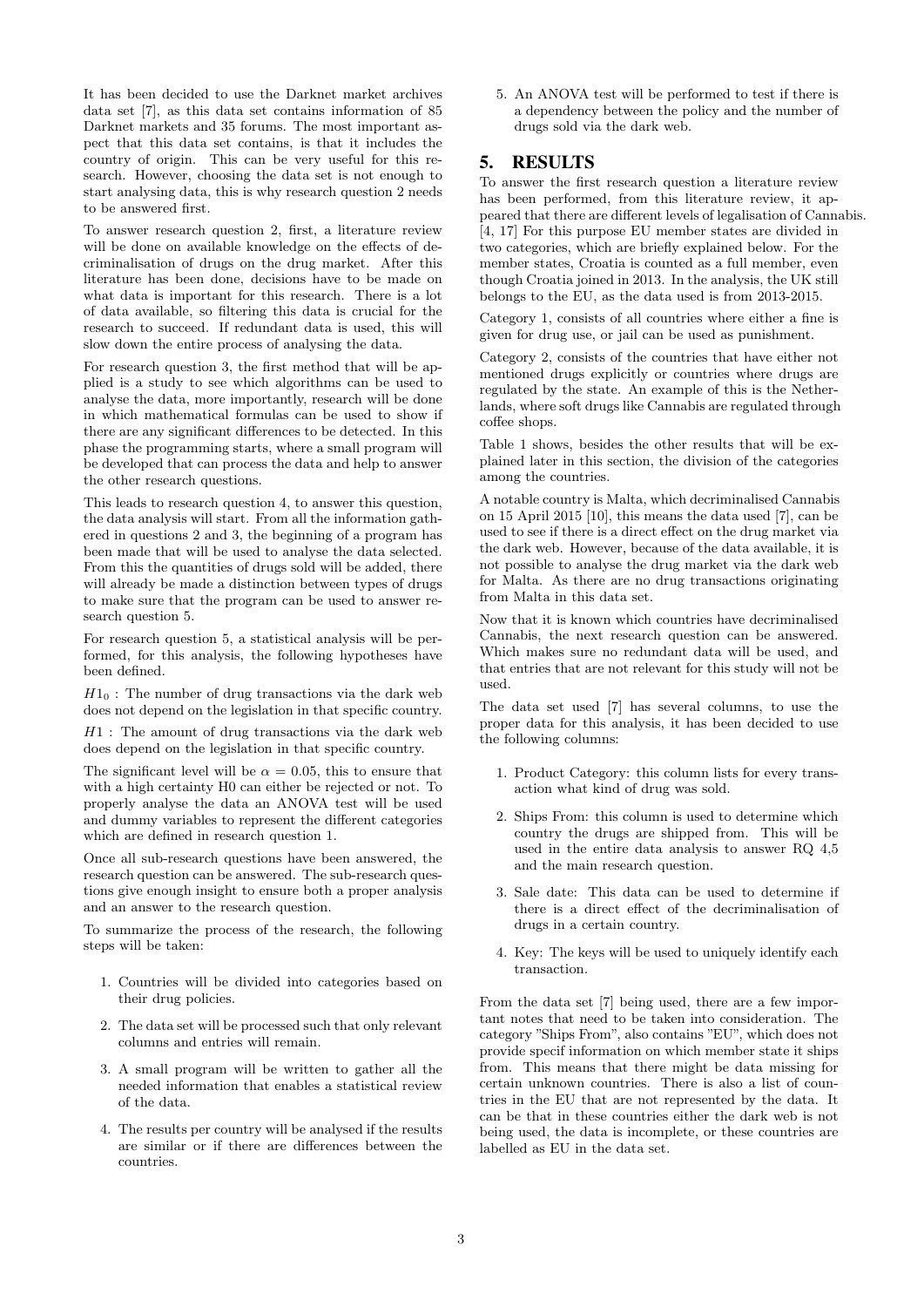It has been decided to use the Darknet market archives data set [7], as this data set contains information of 85 Darknet markets and 35 forums. The most important aspect that this data set contains, is that it includes the country of origin. This can be very useful for this research. However, choosing the data set is not enough to start analysing data, this is why research question 2 needs to be answered first.

To answer research question 2, first, a literature review will be done on available knowledge on the effects of decriminalisation of drugs on the drug market. After this literature has been done, decisions have to be made on what data is important for this research. There is a lot of data available, so filtering this data is crucial for the research to succeed. If redundant data is used, this will slow down the entire process of analysing the data.

For research question 3, the first method that will be applied is a study to see which algorithms can be used to analyse the data, more importantly, research will be done in which mathematical formulas can be used to show if there are any significant differences to be detected. In this phase the programming starts, where a small program will be developed that can process the data and help to answer the other research questions.

This leads to research question 4, to answer this question, the data analysis will start. From all the information gathered in questions 2 and 3, the beginning of a program has been made that will be used to analyse the data selected. From this the quantities of drugs sold will be added, there will already be made a distinction between types of drugs to make sure that the program can be used to answer research question 5.

For research question 5, a statistical analysis will be performed, for this analysis, the following hypotheses have been defined.

$H1_0$ : The number of drug transactions via the dark web does not depend on the legislation in that specific country.

$H1$ : The amount of drug transactions via the dark web does depend on the legislation in that specific country.

The significant level will be $\alpha = 0.05$, this to ensure that with a high certainty H0 can either be rejected or not. To properly analyse the data an ANOVA test will be used and dummy variables to represent the different categories which are defined in research question 1.

Once all sub-research questions have been answered, the research question can be answered. The sub-research questions give enough insight to ensure both a proper analysis and an answer to the research question.

To summarize the process of the research, the following steps will be taken:

1. Countries will be divided into categories based on their drug policies.
2. The data set will be processed such that only relevant columns and entries will remain.
3. A small program will be written to gather all the needed information that enables a statistical review of the data.
4. The results per country will be analysed if the results are similar or if there are differences between the countries.
5. An ANOVA test will be performed to test if there is a dependency between the policy and the number of drugs sold via the dark web.

## 5. RESULTS

To answer the first research question a literature review has been performed, from this literature review, it appeared that there are different levels of legalisation of Cannabis. [4, 17] For this purpose EU member states are divided in two categories, which are briefly explained below. For the member states, Croatia is counted as a full member, even though Croatia joined in 2013. In the analysis, the UK still belongs to the EU, as the data used is from 2013-2015.

Category 1, consists of all countries where either a fine is given for drug use, or jail can be used as punishment.

Category 2, consists of the countries that have either not mentioned drugs explicitly or countries where drugs are regulated by the state. An example of this is the Netherlands, where soft drugs like Cannabis are regulated through coffee shops.

Table 1 shows, besides the other results that will be explained later in this section, the division of the categories among the countries.

A notable country is Malta, which decriminalised Cannabis on 15 April 2015 [10], this means the data used [7], can be used to see if there is a direct effect on the drug market via the dark web. However, because of the data available, it is not possible to analyse the drug market via the dark web for Malta. As there are no drug transactions originating from Malta in this data set.

Now that it is known which countries have decriminalised Cannabis, the next research question can be answered. Which makes sure no redundant data will be used, and that entries that are not relevant for this study will not be used.

The data set used [7] has several columns, to use the proper data for this analysis, it has been decided to use the following columns:

1. Product Category: this column lists for every transaction what kind of drug was sold.
2. Ships From: this column is used to determine which country the drugs are shipped from. This will be used in the entire data analysis to answer RQ 4,5 and the main research question.
3. Sale date: This data can be used to determine if there is a direct effect of the decriminalisation of drugs in a certain country.
4. Key: The keys will be used to uniquely identify each transaction.

From the data set [7] being used, there are a few important notes that need to be taken into consideration. The category "Ships From", also contains "EU", which does not provide specif information on which member state it ships from. This means that there might be data missing for certain unknown countries. There is also a list of countries in the EU that are not represented by the data. It can be that in these countries either the dark web is not being used, the data is incomplete, or these countries are labelled as EU in the data set.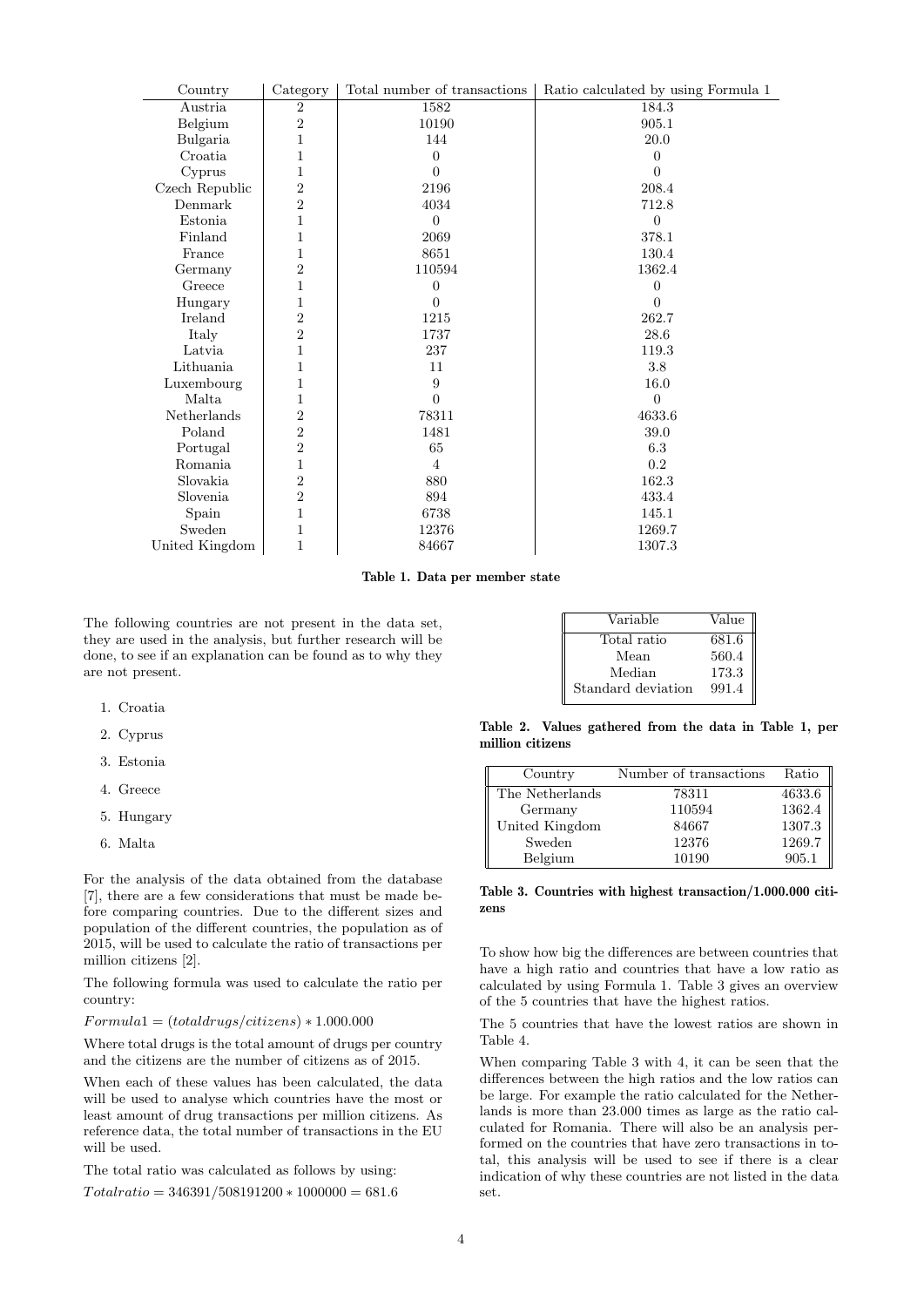| Country | Category | Total number of transactions | Ratio calculated by using Formula 1 |
|---|---|---|---|
| Austria | 2 | 1582 | 184.3 |
| Belgium | 2 | 10190 | 905.1 |
| Bulgaria | 1 | 144 | 20.0 |
| Croatia | 1 | 0 | 0 |
| Cyprus | 1 | 0 | 0 |
| Czech Republic | 2 | 2196 | 208.4 |
| Denmark | 2 | 4034 | 712.8 |
| Estonia | 1 | 0 | 0 |
| Finland | 1 | 2069 | 378.1 |
| France | 1 | 8651 | 130.4 |
| Germany | 2 | 110594 | 1362.4 |
| Greece | 1 | 0 | 0 |
| Hungary | 1 | 0 | 0 |
| Ireland | 2 | 1215 | 262.7 |
| Italy | 2 | 1737 | 28.6 |
| Latvia | 1 | 237 | 119.3 |
| Lithuania | 1 | 11 | 3.8 |
| Luxembourg | 1 | 9 | 16.0 |
| Malta | 1 | 0 | 0 |
| Netherlands | 2 | 78311 | 4633.6 |
| Poland | 2 | 1481 | 39.0 |
| Portugal | 2 | 65 | 6.3 |
| Romania | 1 | 4 | 0.2 |
| Slovakia | 2 | 880 | 162.3 |
| Slovenia | 2 | 894 | 433.4 |
| Spain | 1 | 6738 | 145.1 |
| Sweden | 1 | 12376 | 1269.7 |
| United Kingdom | 1 | 84667 | 1307.3 |

**Table 1. Data per member state**

The following countries are not present in the data set, they are used in the analysis, but further research will be done, to see if an explanation can be found as to why they are not present.

1. Croatia
2. Cyprus
3. Estonia
4. Greece
5. Hungary
6. Malta

For the analysis of the data obtained from the database [7], there are a few considerations that must be made before comparing countries. Due to the different sizes and population of the different countries, the population as of 2015, will be used to calculate the ratio of transactions per million citizens [2].

The following formula was used to calculate the ratio per country:

$Formula1 = (totaldrugs/citizens) * 1.000.000$

Where total drugs is the total amount of drugs per country and the citizens are the number of citizens as of 2015.

When each of these values has been calculated, the data will be used to analyse which countries have the most or least amount of drug transactions per million citizens. As reference data, the total number of transactions in the EU will be used.

The total ratio was calculated as follows by using:

$Totalratio = 346391/508191200 * 1000000 = 681.6$

| Variable | Value |
|---|---|
| Total ratio | 681.6 |
| Mean | 560.4 |
| Median | 173.3 |
| Standard deviation | 991.4 |

**Table 2. Values gathered from the data in Table 1, per million citizens**

| Country | Number of transactions | Ratio |
|---|---|---|
| The Netherlands | 78311 | 4633.6 |
| Germany | 110594 | 1362.4 |
| United Kingdom | 84667 | 1307.3 |
| Sweden | 12376 | 1269.7 |
| Belgium | 10190 | 905.1 |

**Table 3. Countries with highest transaction/1.000.000 citizens**

To show how big the differences are between countries that have a high ratio and countries that have a low ratio as calculated by using Formula 1. Table 3 gives an overview of the 5 countries that have the highest ratios.

The 5 countries that have the lowest ratios are shown in Table 4.

When comparing Table 3 with 4, it can be seen that the differences between the high ratios and the low ratios can be large. For example the ratio calculated for the Netherlands is more than 23.000 times as large as the ratio calculated for Romania. There will also be an analysis performed on the countries that have zero transactions in total, this analysis will be used to see if there is a clear indication of why these countries are not listed in the data set.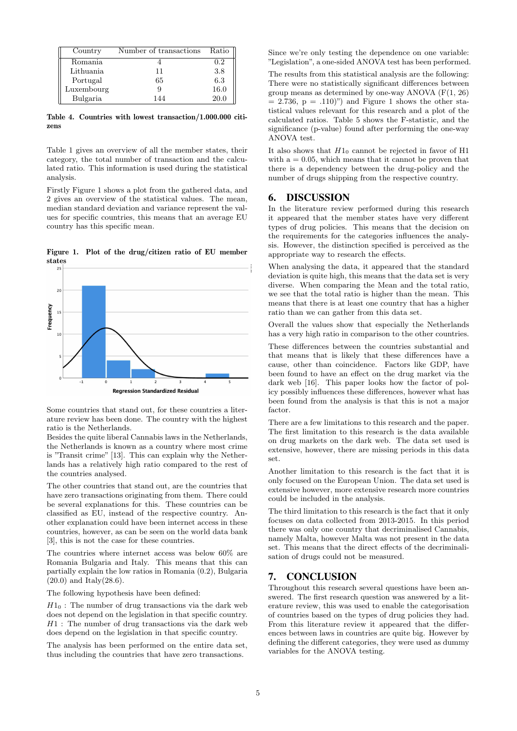| Country | Number of transactions | Ratio |
|---|---|---|
| Romania | 4 | 0.2 |
| Lithuania | 11 | 3.8 |
| Portugal | 65 | 6.3 |
| Luxembourg | 9 | 16.0 |
| Bulgaria | 144 | 20.0 |

**Table 4. Countries with lowest transaction/1.000.000 citizens**

Table 1 gives an overview of all the member states, their category, the total number of transaction and the calculated ratio. This information is used during the statistical analysis.

Firstly Figure 1 shows a plot from the gathered data, and 2 gives an overview of the statistical values. The mean, median standard deviation and variance represent the values for specific countries, this means that an average EU country has this specific mean.

**Figure 1. Plot of the drug/citizen ratio of EU member states**

Some countries that stand out, for these countries a literature review has been done. The country with the highest ratio is the Netherlands.

Besides the quite liberal Cannabis laws in the Netherlands, the Netherlands is known as a country where most crime is "Transit crime" [13]. This can explain why the Netherlands has a relatively high ratio compared to the rest of the countries analysed.

The other countries that stand out, are the countries that have zero transactions originating from them. There could be several explanations for this. These countries can be classified as EU, instead of the respective country. Another explanation could have been internet access in these countries, however, as can be seen on the world data bank [3], this is not the case for these countries.

The countries where internet access was below 60% are Romania Bulgaria and Italy. This means that this can partially explain the low ratios in Romania (0.2), Bulgaria (20.0) and Italy(28.6).

The following hypothesis have been defined:

$H1_0$ : The number of drug transactions via the dark web does not depend on the legislation in that specific country.
$H1$ : The number of drug transactions via the dark web does depend on the legislation in that specific country.

The analysis has been performed on the entire data set, thus including the countries that have zero transactions.

Since we're only testing the dependence on only one variable: "Legislation", a one-sided ANOVA test has been performed.

The results from this statistical analysis are the following: There were no statistically significant differences between group means as determined by one-way ANOVA ($F(1, 26) = 2.736$, $p = .110$)") and Figure 1 shows the other statistical values relevant for this research and a plot of the calculated ratios. Table 5 shows the F-statistic, and the significance (p-value) found after performing the one-way ANOVA test.

It also shows that $H1_0$ cannot be rejected in favor of H1 with $a = 0.05$, which means that it cannot be proven that there is a dependency between the drug-policy and the number of drugs shipping from the respective country.

## 6. DISCUSSION

In the literature review performed during this research it appeared that the member states have very different types of drug policies. This means that the decision on the requirements for the categories influences the analysis. However, the distinction specified is perceived as the appropriate way to research the effects.

When analysing the data, it appeared that the standard deviation is quite high, this means that the data set is very diverse. When comparing the Mean and the total ratio, we see that the total ratio is higher than the mean. This means that there is at least one country that has a higher ratio than we can gather from this data set.

Overall the values show that especially the Netherlands has a very high ratio in comparison to the other countries.

These differences between the countries substantial and that means that is likely that these differences have a cause, other than coincidence. Factors like GDP, have been found to have an effect on the drug market via the dark web [16]. This paper looks how the factor of policy possibly influences these differences, however what has been found from the analysis is that this is not a major factor.

There are a few limitations to this research and the paper. The first limitation to this research is the data available on drug markets on the dark web. The data set used is extensive, however, there are missing periods in this data set.

Another limitation to this research is the fact that it is only focused on the European Union. The data set used is extensive however, more extensive research more countries could be included in the analysis.

The third limitation to this research is the fact that it only focuses on data collected from 2013-2015. In this period there was only one country that decriminalised Cannabis, namely Malta, however Malta was not present in the data set. This means that the direct effects of the decriminalisation of drugs could not be measured.

## 7. CONCLUSION

Throughout this research several questions have been answered. The first research question was answered by a literature review, this was used to enable the categorisation of countries based on the types of drug policies they had. From this literature review it appeared that the differences between laws in countries are quite big. However by defining the different categories, they were used as dummy variables for the ANOVA testing.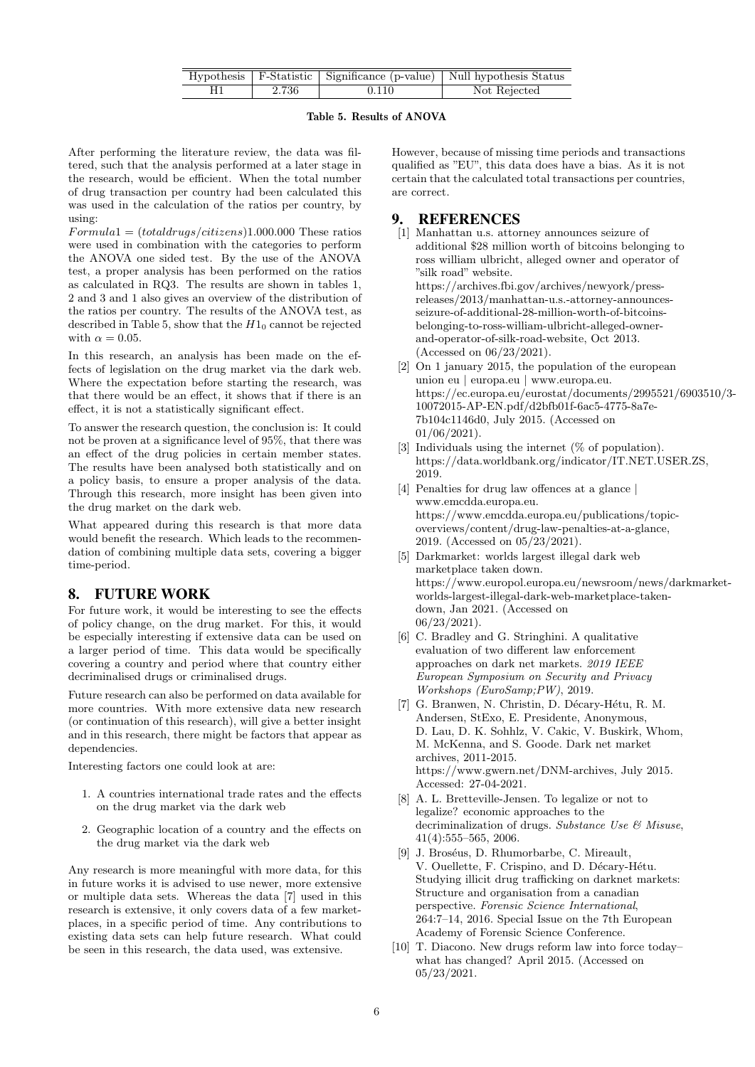| Hypothesis | F-Statistic | Significance (p-value) | Null hypothesis Status |
| --- | --- | --- | --- |
| H1 | 2.736 | 0.110 | Not Rejected |

**Table 5. Results of ANOVA**

After performing the literature review, the data was filtered, such that the analysis performed at a later stage in the research, would be efficient. When the total number of drug transaction per country had been calculated this was used in the calculation of the ratios per country, by using:

$Formula1 = (totaldrugs/citizens)1.000.000$ These ratios were used in combination with the categories to perform the ANOVA one sided test. By the use of the ANOVA test, a proper analysis has been performed on the ratios as calculated in RQ3. The results are shown in tables 1, 2 and 3 and 1 also gives an overview of the distribution of the ratios per country. The results of the ANOVA test, as described in Table 5, show that the $H1_0$ cannot be rejected with $\alpha = 0.05$.

In this research, an analysis has been made on the effects of legislation on the drug market via the dark web. Where the expectation before starting the research, was that there would be an effect, it shows that if there is an effect, it is not a statistically significant effect.

To answer the research question, the conclusion is: It could not be proven at a significance level of 95%, that there was an effect of the drug policies in certain member states. The results have been analysed both statistically and on a policy basis, to ensure a proper analysis of the data. Through this research, more insight has been given into the drug market on the dark web.

What appeared during this research is that more data would benefit the research. Which leads to the recommendation of combining multiple data sets, covering a bigger time-period.

## 8. FUTURE WORK

For future work, it would be interesting to see the effects of policy change, on the drug market. For this, it would be especially interesting if extensive data can be used on a larger period of time. This data would be specifically covering a country and period where that country either decriminalised drugs or criminalised drugs.

Future research can also be performed on data available for more countries. With more extensive data new research (or continuation of this research), will give a better insight and in this research, there might be factors that appear as dependencies.

Interesting factors one could look at are:

1. A countries international trade rates and the effects on the drug market via the dark web
2. Geographic location of a country and the effects on the drug market via the dark web

Any research is more meaningful with more data, for this in future works it is advised to use newer, more extensive or multiple data sets. Whereas the data [7] used in this research is extensive, it only covers data of a few marketplaces, in a specific period of time. Any contributions to existing data sets can help future research. What could be seen in this research, the data used, was extensive.

However, because of missing time periods and transactions qualified as "EU", this data does have a bias. As it is not certain that the calculated total transactions per countries, are correct.

## 9. REFERENCES

[1] Manhattan u.s. attorney announces seizure of additional $28 million worth of bitcoins belonging to ross william ulbricht, alleged owner and operator of "silk road" website. https://archives.fbi.gov/archives/newyork/press-releases/2013/manhattan-u.s.-attorney-announces-seizure-of-additional-28-million-worth-of-bitcoins-belonging-to-ross-william-ulbricht-alleged-owner-and-operator-of-silk-road-website, Oct 2013. (Accessed on 06/23/2021).

[2] On 1 january 2015, the population of the european union eu | europa.eu | www.europa.eu. https://ec.europa.eu/eurostat/documents/2995521/6903510/3-10072015-AP-EN.pdf/d2bfb01f-6ac5-4775-8a7e-7b104c1146d0, July 2015. (Accessed on 01/06/2021).

[3] Individuals using the internet (% of population). https://data.worldbank.org/indicator/IT.NET.USER.ZS, 2019.

[4] Penalties for drug law offences at a glance | www.emcdda.europa.eu. https://www.emcdda.europa.eu/publications/topic-overviews/content/drug-law-penalties-at-a-glance, 2019. (Accessed on 05/23/2021).

[5] Darkmarket: worlds largest illegal dark web marketplace taken down. https://www.europol.europa.eu/newsroom/news/darkmarket-worlds-largest-illegal-dark-web-marketplace-taken-down, Jan 2021. (Accessed on 06/23/2021).

[6] C. Bradley and G. Stringhini. A qualitative evaluation of two different law enforcement approaches on dark net markets. *2019 IEEE European Symposium on Security and Privacy Workshops (EuroSamp;PW)*, 2019.

[7] G. Branwen, N. Christin, D. Décary-Hétu, R. M. Andersen, StExo, E. Presidente, Anonymous, D. Lau, D. K. Sohhlz, V. Cakic, V. Buskirk, Whom, M. McKenna, and S. Goode. Dark net market archives, 2011-2015. https://www.gwern.net/DNM-archives, July 2015. Accessed: 27-04-2021.

[8] A. L. Bretteville-Jensen. To legalize or not to legalize? economic approaches to the decriminalization of drugs. *Substance Use & Misuse*, 41(4):555–565, 2006.

[9] J. Broséus, D. Rhumorbarbe, C. Mireault, V. Ouellette, F. Crispino, and D. Décary-Hétu. Studying illicit drug trafficking on darknet markets: Structure and organisation from a canadian perspective. *Forensic Science International*, 264:7–14, 2016. Special Issue on the 7th European Academy of Forensic Science Conference.

[10] T. Diacono. New drugs reform law into force today– what has changed? April 2015. (Accessed on 05/23/2021.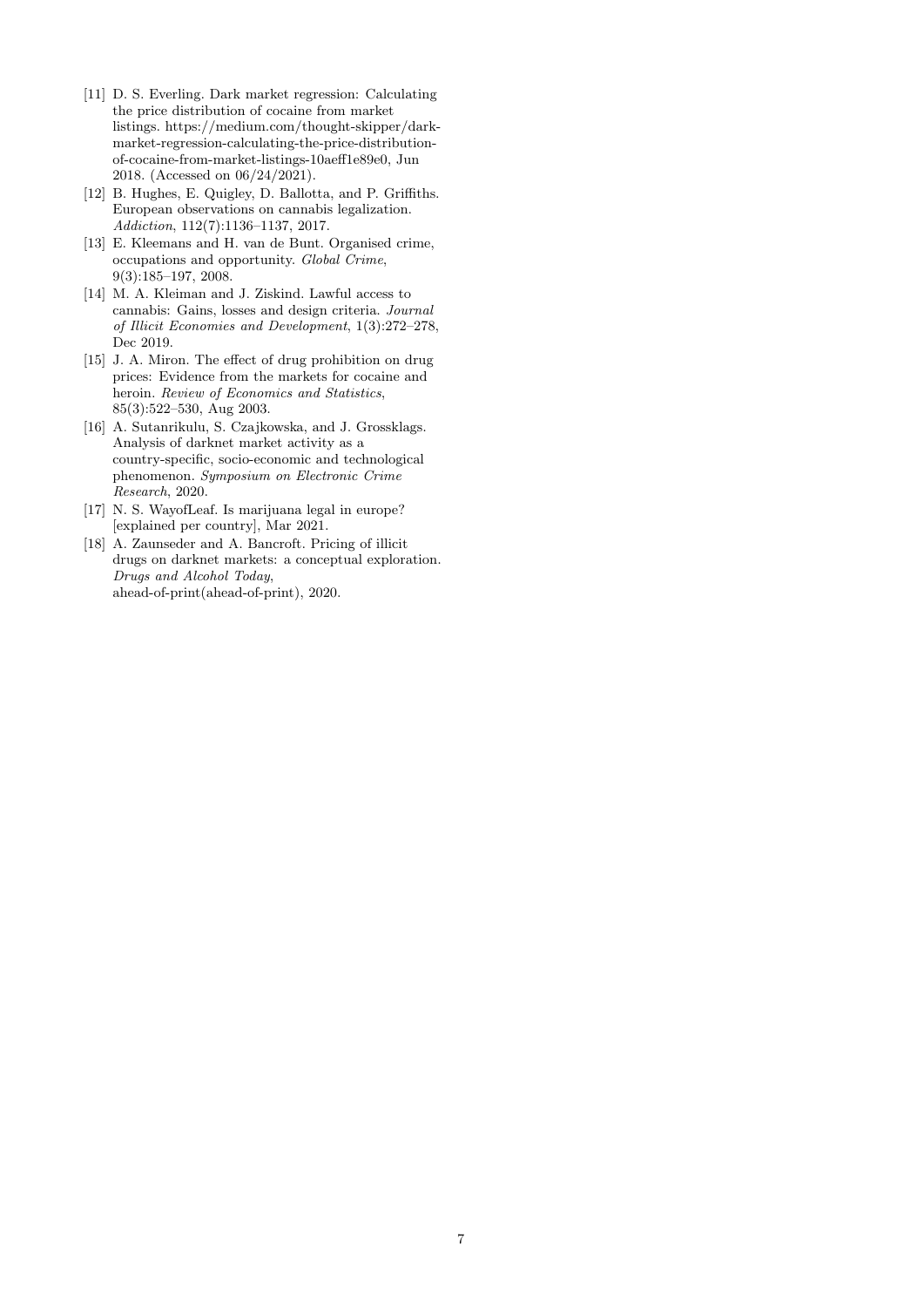[11] D. S. Everling. Dark market regression: Calculating the price distribution of cocaine from market listings. https://medium.com/thought-skipper/dark-market-regression-calculating-the-price-distribution-of-cocaine-from-market-listings-10aeff1e89e0, Jun 2018. (Accessed on 06/24/2021).

[12] B. Hughes, E. Quigley, D. Ballotta, and P. Griffiths. European observations on cannabis legalization. *Addiction*, 112(7):1136–1137, 2017.

[13] E. Kleemans and H. van de Bunt. Organised crime, occupations and opportunity. *Global Crime*, 9(3):185–197, 2008.

[14] M. A. Kleiman and J. Ziskind. Lawful access to cannabis: Gains, losses and design criteria. *Journal of Illicit Economies and Development*, 1(3):272–278, Dec 2019.

[15] J. A. Miron. The effect of drug prohibition on drug prices: Evidence from the markets for cocaine and heroin. *Review of Economics and Statistics*, 85(3):522–530, Aug 2003.

[16] A. Sutanrikulu, S. Czajkowska, and J. Grossklags. Analysis of darknet market activity as a country-specific, socio-economic and technological phenomenon. *Symposium on Electronic Crime Research*, 2020.

[17] N. S. WayofLeaf. Is marijuana legal in europe? [explained per country], Mar 2021.

[18] A. Zaunseder and A. Bancroft. Pricing of illicit drugs on darknet markets: a conceptual exploration. *Drugs and Alcohol Today*, ahead-of-print(ahead-of-print), 2020.